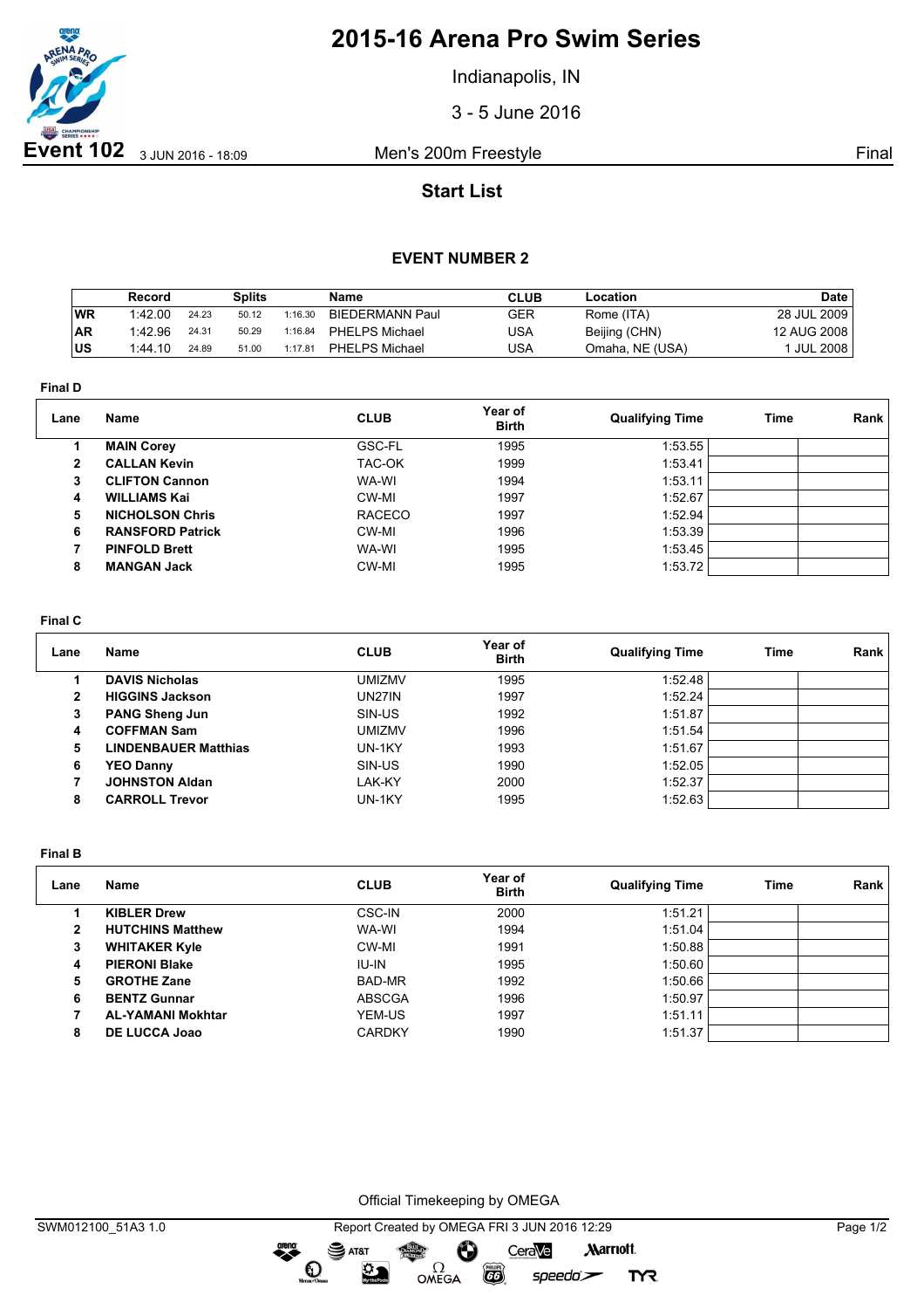# 2015-16 Arena Pro Swim Series

Indianapolis, IN

3 - 5 June 2016

**Event 102** 3 JUN 2016 - 18:09 Men's 200m Freestyle Final

## Start List

### EVENT NUMBER 2

| | Record | Splits | | | Name | CLUB | Location | Date |
|---|---|---|---|---|---|---|---|---|
| WR | 1:42.00 | 24.23 | 50.12 | 1:16.30 | BIEDERMANN Paul | GER | Rome (ITA) | 28 JUL 2009 |
| AR | 1:42.96 | 24.31 | 50.29 | 1:16.84 | PHELPS Michael | USA | Beijing (CHN) | 12 AUG 2008 |
| US | 1:44.10 | 24.89 | 51.00 | 1:17.81 | PHELPS Michael | USA | Omaha, NE (USA) | 1 JUL 2008 |

**Final D**

| Lane | Name | CLUB | Year of Birth | Qualifying Time | Time | Rank |
|---|---|---|---|---|---|---|
| 1 | **MAIN Corey** | GSC-FL | 1995 | 1:53.55 | | |
| 2 | **CALLAN Kevin** | TAC-OK | 1999 | 1:53.41 | | |
| 3 | **CLIFTON Cannon** | WA-WI | 1994 | 1:53.11 | | |
| 4 | **WILLIAMS Kai** | CW-MI | 1997 | 1:52.67 | | |
| 5 | **NICHOLSON Chris** | RACECO | 1997 | 1:52.94 | | |
| 6 | **RANSFORD Patrick** | CW-MI | 1996 | 1:53.39 | | |
| 7 | **PINFOLD Brett** | WA-WI | 1995 | 1:53.45 | | |
| 8 | **MANGAN Jack** | CW-MI | 1995 | 1:53.72 | | |

**Final C**

| Lane | Name | CLUB | Year of Birth | Qualifying Time | Time | Rank |
|---|---|---|---|---|---|---|
| 1 | **DAVIS Nicholas** | UMIZMV | 1995 | 1:52.48 | | |
| 2 | **HIGGINS Jackson** | UN27IN | 1997 | 1:52.24 | | |
| 3 | **PANG Sheng Jun** | SIN-US | 1992 | 1:51.87 | | |
| 4 | **COFFMAN Sam** | UMIZMV | 1996 | 1:51.54 | | |
| 5 | **LINDENBAUER Matthias** | UN-1KY | 1993 | 1:51.67 | | |
| 6 | **YEO Danny** | SIN-US | 1990 | 1:52.05 | | |
| 7 | **JOHNSTON Aldan** | LAK-KY | 2000 | 1:52.37 | | |
| 8 | **CARROLL Trevor** | UN-1KY | 1995 | 1:52.63 | | |

**Final B**

| Lane | Name | CLUB | Year of Birth | Qualifying Time | Time | Rank |
|---|---|---|---|---|---|---|
| 1 | **KIBLER Drew** | CSC-IN | 2000 | 1:51.21 | | |
| 2 | **HUTCHINS Matthew** | WA-WI | 1994 | 1:51.04 | | |
| 3 | **WHITAKER Kyle** | CW-MI | 1991 | 1:50.88 | | |
| 4 | **PIERONI Blake** | IU-IN | 1995 | 1:50.60 | | |
| 5 | **GROTHE Zane** | BAD-MR | 1992 | 1:50.66 | | |
| 6 | **BENTZ Gunnar** | ABSCGA | 1996 | 1:50.97 | | |
| 7 | **AL-YAMANI Mokhtar** | YEM-US | 1997 | 1:51.11 | | |
| 8 | **DE LUCCA Joao** | CARDKY | 1990 | 1:51.37 | | |

Official Timekeeping by OMEGA

SWM012100_51A3 1.0 Report Created by OMEGA FRI 3 JUN 2016 12:29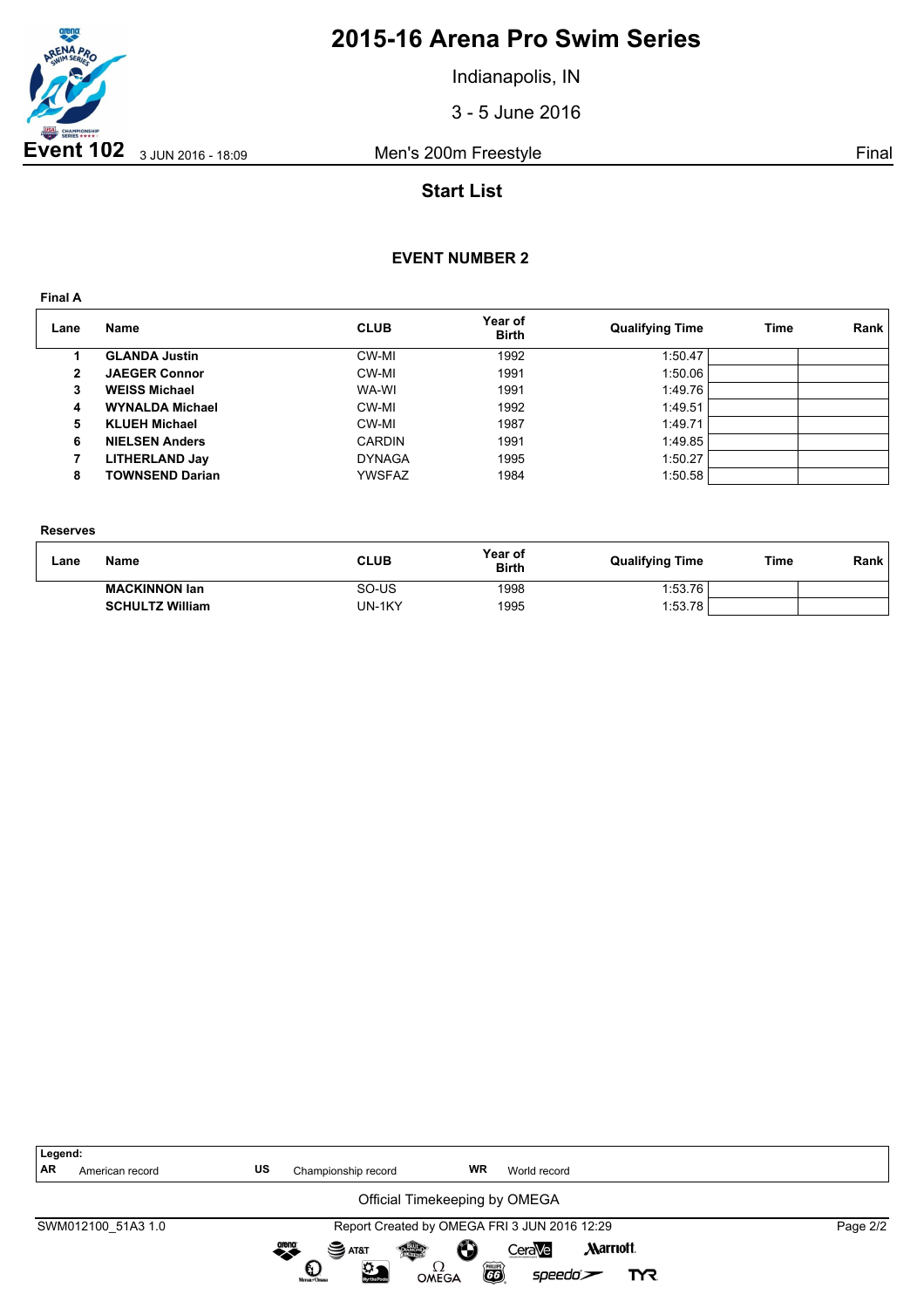# 2015-16 Arena Pro Swim Series

Indianapolis, IN

3 - 5 June 2016

**Event 102** 3 JUN 2016 - 18:09 Men's 200m Freestyle Final

## Start List

### EVENT NUMBER 2

**Final A**

| Lane | Name | CLUB | Year of Birth | Qualifying Time | Time | Rank |
|---|---|---|---|---|---|---|
| 1 | **GLANDA Justin** | CW-MI | 1992 | 1:50.47 | | |
| 2 | **JAEGER Connor** | CW-MI | 1991 | 1:50.06 | | |
| 3 | **WEISS Michael** | WA-WI | 1991 | 1:49.76 | | |
| 4 | **WYNALDA Michael** | CW-MI | 1992 | 1:49.51 | | |
| 5 | **KLUEH Michael** | CW-MI | 1987 | 1:49.71 | | |
| 6 | **NIELSEN Anders** | CARDIN | 1991 | 1:49.85 | | |
| 7 | **LITHERLAND Jay** | DYNAGA | 1995 | 1:50.27 | | |
| 8 | **TOWNSEND Darian** | YWSFAZ | 1984 | 1:50.58 | | |

**Reserves**

| Lane | Name | CLUB | Year of Birth | Qualifying Time | Time | Rank |
|---|---|---|---|---|---|---|
| | **MACKINNON Ian** | SO-US | 1998 | 1:53.76 | | |
| | **SCHULTZ William** | UN-1KY | 1995 | 1:53.78 | | |

Legend:

**AR** American record **US** Championship record **WR** World record

Official Timekeeping by OMEGA

SWM012100_51A3 1.0 Report Created by OMEGA FRI 3 JUN 2016 12:29